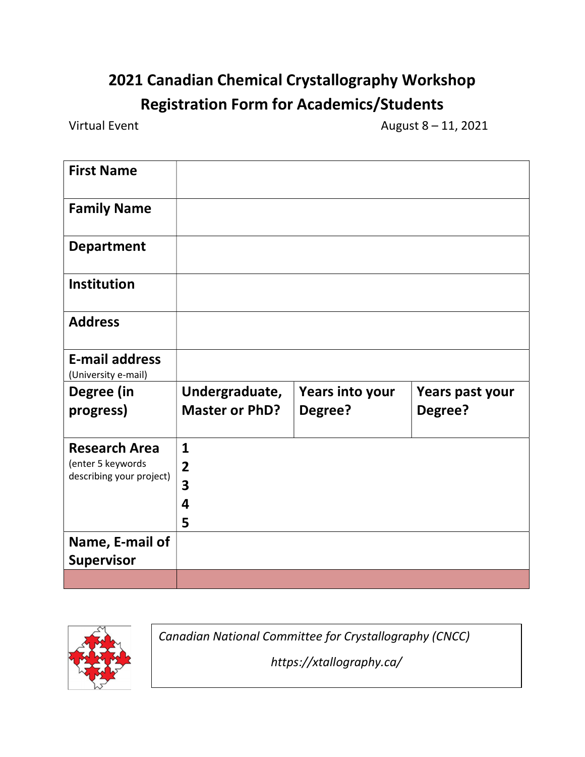# 2021 Canadian Chemical Crystallography Workshop
## Registration Form for Academics/Students

Virtual Event August 8 – 11, 2021

| | | | |
|---|---|---|---|
| **First Name** | | | |
| **Family Name** | | | |
| **Department** | | | |
| **Institution** | | | |
| **Address** | | | |
| **E-mail address** (University e-mail) | | | |
| **Degree (in progress)** | **Undergraduate, Master or PhD?** | **Years into your Degree?** | **Years past your Degree?** |
| **Research Area** (enter 5 keywords describing your project) | **1**<br>**2**<br>**3**<br>**4**<br>**5** | | |
| **Name, E-mail of Supervisor** | | | |
| | | | |

*Canadian National Committee for Crystallography (CNCC)*

*https://xtallography.ca/*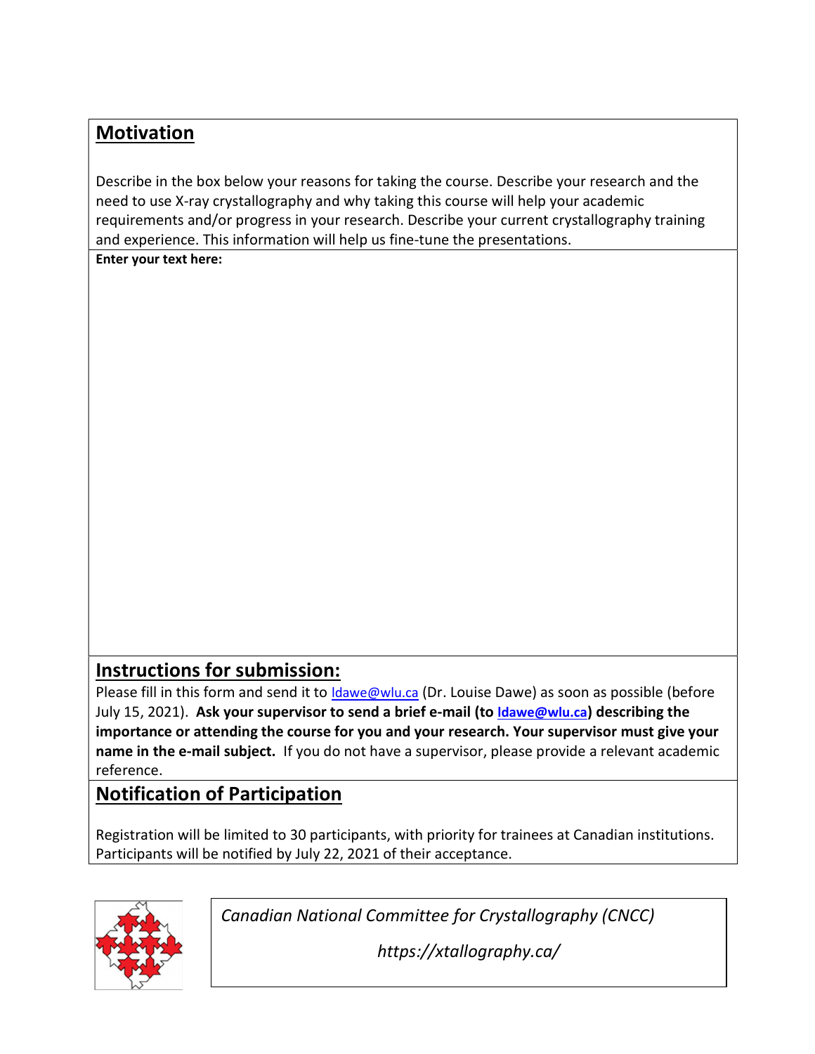## Motivation

Describe in the box below your reasons for taking the course. Describe your research and the need to use X-ray crystallography and why taking this course will help your academic requirements and/or progress in your research. Describe your current crystallography training and experience. This information will help us fine-tune the presentations.

**Enter your text here:**

## Instructions for submission:

Please fill in this form and send it to ldawe@wlu.ca (Dr. Louise Dawe) as soon as possible (before July 15, 2021). **Ask your supervisor to send a brief e-mail (to ldawe@wlu.ca) describing the importance or attending the course for you and your research. Your supervisor must give your name in the e-mail subject.** If you do not have a supervisor, please provide a relevant academic reference.

## Notification of Participation

Registration will be limited to 30 participants, with priority for trainees at Canadian institutions. Participants will be notified by July 22, 2021 of their acceptance.

*Canadian National Committee for Crystallography (CNCC)*

*https://xtallography.ca/*